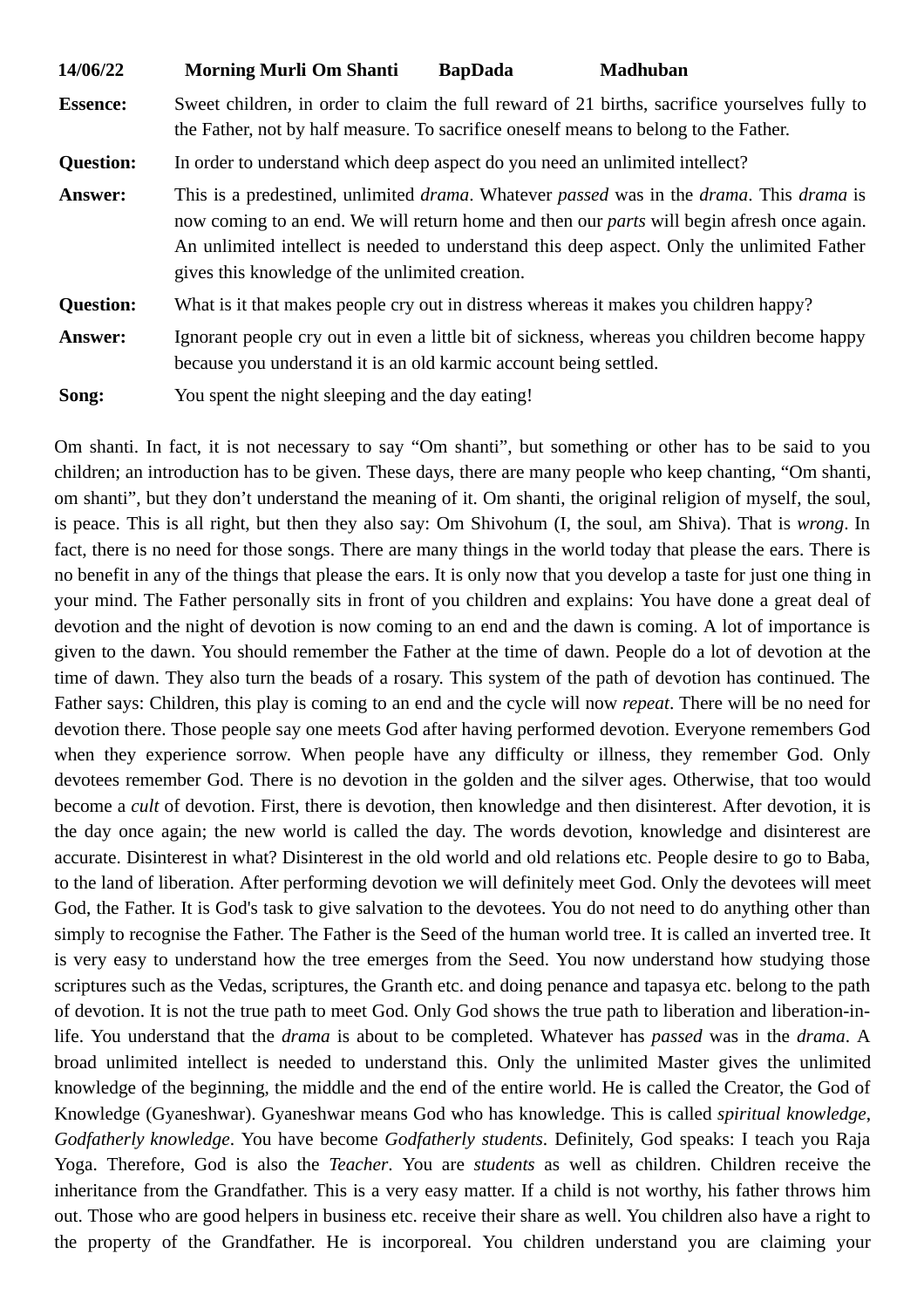**14/06/22 Morning Murli Om Shanti BapDada Madhuban**

**Essence:** Sweet children, in order to claim the full reward of 21 births, sacrifice yourselves fully to the Father, not by half measure. To sacrifice oneself means to belong to the Father.

**Question:** In order to understand which deep aspect do you need an unlimited intellect?

**Answer:** This is a predestined, unlimited *drama*. Whatever *passed* was in the *drama*. This *drama* is now coming to an end. We will return home and then our *parts* will begin afresh once again. An unlimited intellect is needed to understand this deep aspect. Only the unlimited Father gives this knowledge of the unlimited creation.

**Question:** What is it that makes people cry out in distress whereas it makes you children happy?

**Answer:** Ignorant people cry out in even a little bit of sickness, whereas you children become happy because you understand it is an old karmic account being settled.

**Song:** You spent the night sleeping and the day eating!

Om shanti. In fact, it is not necessary to say "Om shanti", but something or other has to be said to you children; an introduction has to be given. These days, there are many people who keep chanting, "Om shanti, om shanti", but they don't understand the meaning of it. Om shanti, the original religion of myself, the soul, is peace. This is all right, but then they also say: Om Shivohum (I, the soul, am Shiva). That is *wrong*. In fact, there is no need for those songs. There are many things in the world today that please the ears. There is no benefit in any of the things that please the ears. It is only now that you develop a taste for just one thing in your mind. The Father personally sits in front of you children and explains: You have done a great deal of devotion and the night of devotion is now coming to an end and the dawn is coming. A lot of importance is given to the dawn. You should remember the Father at the time of dawn. People do a lot of devotion at the time of dawn. They also turn the beads of a rosary. This system of the path of devotion has continued. The Father says: Children, this play is coming to an end and the cycle will now *repeat*. There will be no need for devotion there. Those people say one meets God after having performed devotion. Everyone remembers God when they experience sorrow. When people have any difficulty or illness, they remember God. Only devotees remember God. There is no devotion in the golden and the silver ages. Otherwise, that too would become a *cult* of devotion. First, there is devotion, then knowledge and then disinterest. After devotion, it is the day once again; the new world is called the day. The words devotion, knowledge and disinterest are accurate. Disinterest in what? Disinterest in the old world and old relations etc. People desire to go to Baba, to the land of liberation. After performing devotion we will definitely meet God. Only the devotees will meet God, the Father. It is God's task to give salvation to the devotees. You do not need to do anything other than simply to recognise the Father. The Father is the Seed of the human world tree. It is called an inverted tree. It is very easy to understand how the tree emerges from the Seed. You now understand how studying those scriptures such as the Vedas, scriptures, the Granth etc. and doing penance and tapasya etc. belong to the path of devotion. It is not the true path to meet God. Only God shows the true path to liberation and liberation-in-life. You understand that the *drama* is about to be completed. Whatever has *passed* was in the *drama*. A broad unlimited intellect is needed to understand this. Only the unlimited Master gives the unlimited knowledge of the beginning, the middle and the end of the entire world. He is called the Creator, the God of Knowledge (Gyaneshwar). Gyaneshwar means God who has knowledge. This is called *spiritual knowledge*, *Godfatherly knowledge*. You have become *Godfatherly students*. Definitely, God speaks: I teach you Raja Yoga. Therefore, God is also the *Teacher*. You are *students* as well as children. Children receive the inheritance from the Grandfather. This is a very easy matter. If a child is not worthy, his father throws him out. Those who are good helpers in business etc. receive their share as well. You children also have a right to the property of the Grandfather. He is incorporeal. You children understand you are claiming your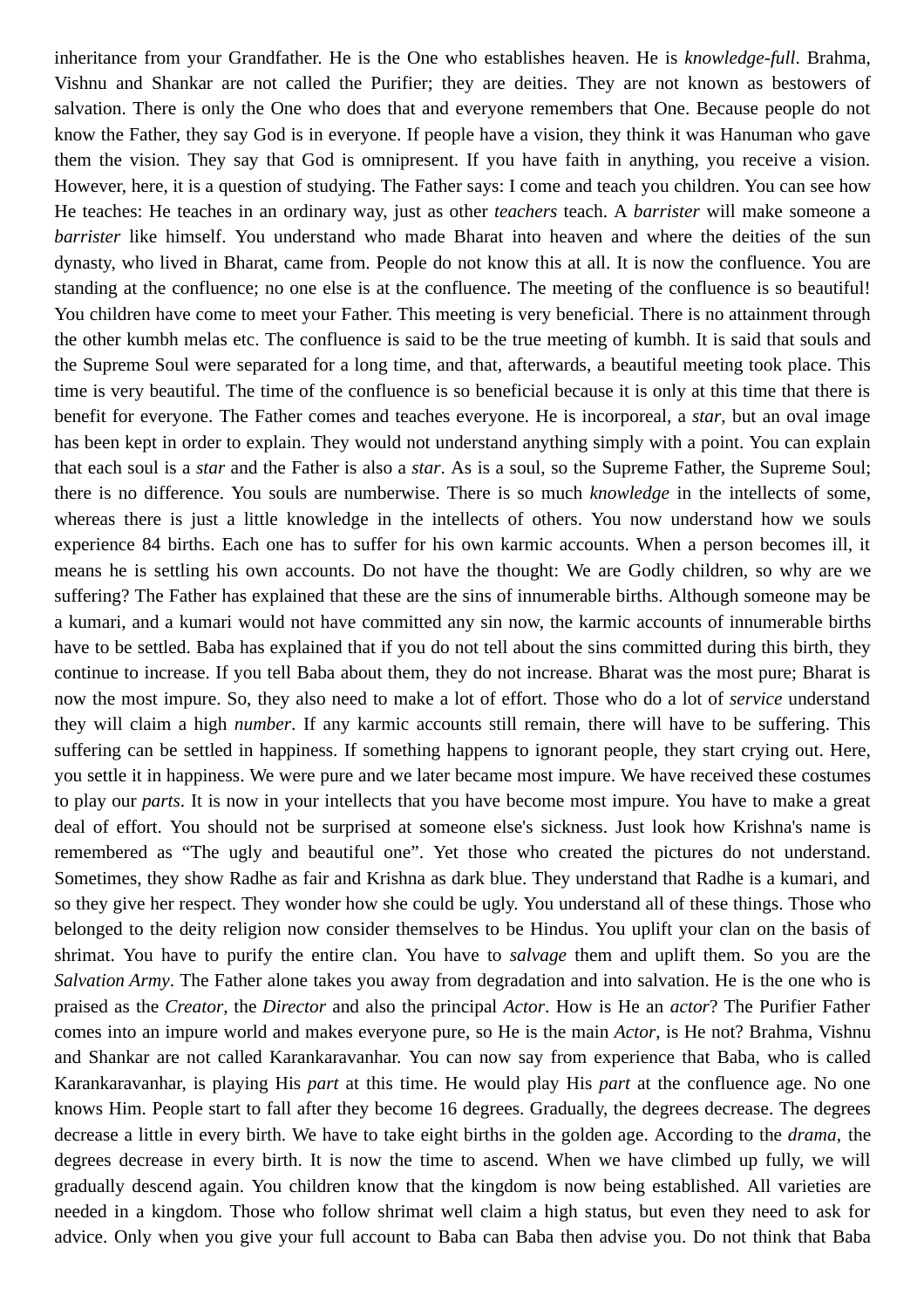inheritance from your Grandfather. He is the One who establishes heaven. He is *knowledge-full*. Brahma, Vishnu and Shankar are not called the Purifier; they are deities. They are not known as bestowers of salvation. There is only the One who does that and everyone remembers that One. Because people do not know the Father, they say God is in everyone. If people have a vision, they think it was Hanuman who gave them the vision. They say that God is omnipresent. If you have faith in anything, you receive a vision. However, here, it is a question of studying. The Father says: I come and teach you children. You can see how He teaches: He teaches in an ordinary way, just as other *teachers* teach. A *barrister* will make someone a *barrister* like himself. You understand who made Bharat into heaven and where the deities of the sun dynasty, who lived in Bharat, came from. People do not know this at all. It is now the confluence. You are standing at the confluence; no one else is at the confluence. The meeting of the confluence is so beautiful! You children have come to meet your Father. This meeting is very beneficial. There is no attainment through the other kumbh melas etc. The confluence is said to be the true meeting of kumbh. It is said that souls and the Supreme Soul were separated for a long time, and that, afterwards, a beautiful meeting took place. This time is very beautiful. The time of the confluence is so beneficial because it is only at this time that there is benefit for everyone. The Father comes and teaches everyone. He is incorporeal, a *star*, but an oval image has been kept in order to explain. They would not understand anything simply with a point. You can explain that each soul is a *star* and the Father is also a *star*. As is a soul, so the Supreme Father, the Supreme Soul; there is no difference. You souls are numberwise. There is so much *knowledge* in the intellects of some, whereas there is just a little knowledge in the intellects of others. You now understand how we souls experience 84 births. Each one has to suffer for his own karmic accounts. When a person becomes ill, it means he is settling his own accounts. Do not have the thought: We are Godly children, so why are we suffering? The Father has explained that these are the sins of innumerable births. Although someone may be a kumari, and a kumari would not have committed any sin now, the karmic accounts of innumerable births have to be settled. Baba has explained that if you do not tell about the sins committed during this birth, they continue to increase. If you tell Baba about them, they do not increase. Bharat was the most pure; Bharat is now the most impure. So, they also need to make a lot of effort. Those who do a lot of *service* understand they will claim a high *number*. If any karmic accounts still remain, there will have to be suffering. This suffering can be settled in happiness. If something happens to ignorant people, they start crying out. Here, you settle it in happiness. We were pure and we later became most impure. We have received these costumes to play our *parts*. It is now in your intellects that you have become most impure. You have to make a great deal of effort. You should not be surprised at someone else's sickness. Just look how Krishna's name is remembered as “The ugly and beautiful one”. Yet those who created the pictures do not understand. Sometimes, they show Radhe as fair and Krishna as dark blue. They understand that Radhe is a kumari, and so they give her respect. They wonder how she could be ugly. You understand all of these things. Those who belonged to the deity religion now consider themselves to be Hindus. You uplift your clan on the basis of shrimat. You have to purify the entire clan. You have to *salvage* them and uplift them. So you are the *Salvation Army*. The Father alone takes you away from degradation and into salvation. He is the one who is praised as the *Creator*, the *Director* and also the principal *Actor*. How is He an *actor*? The Purifier Father comes into an impure world and makes everyone pure, so He is the main *Actor*, is He not? Brahma, Vishnu and Shankar are not called Karankaravanhar. You can now say from experience that Baba, who is called Karankaravanhar, is playing His *part* at this time. He would play His *part* at the confluence age. No one knows Him. People start to fall after they become 16 degrees. Gradually, the degrees decrease. The degrees decrease a little in every birth. We have to take eight births in the golden age. According to the *drama*, the degrees decrease in every birth. It is now the time to ascend. When we have climbed up fully, we will gradually descend again. You children know that the kingdom is now being established. All varieties are needed in a kingdom. Those who follow shrimat well claim a high status, but even they need to ask for advice. Only when you give your full account to Baba can Baba then advise you. Do not think that Baba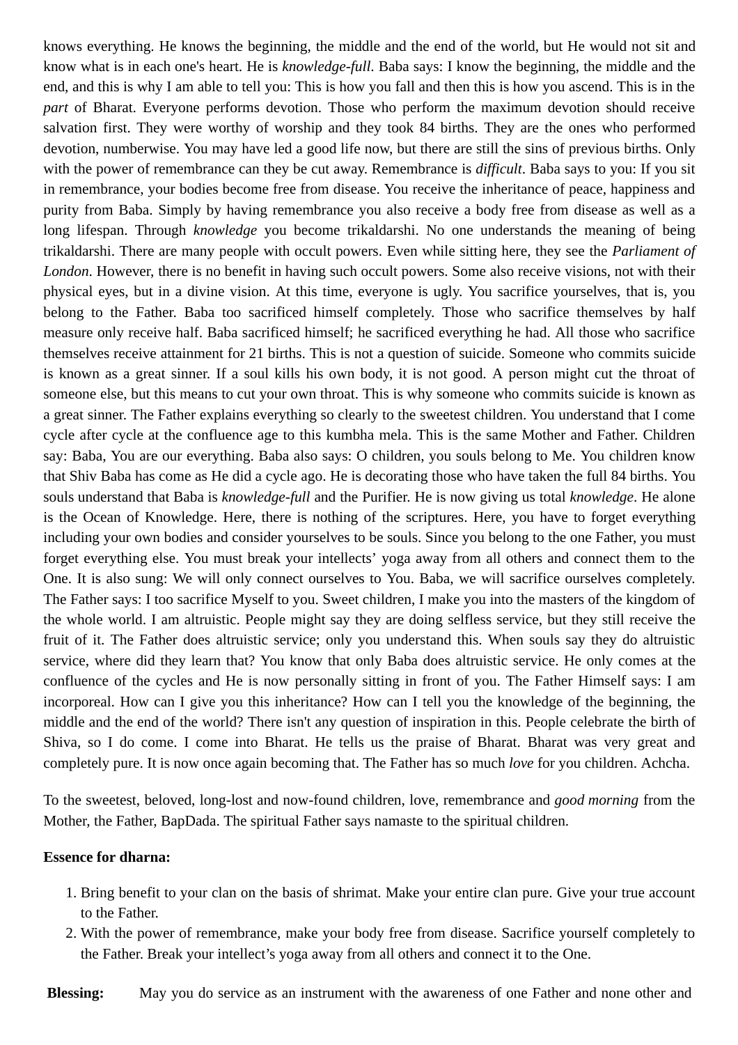knows everything. He knows the beginning, the middle and the end of the world, but He would not sit and know what is in each one's heart. He is *knowledge-full*. Baba says: I know the beginning, the middle and the end, and this is why I am able to tell you: This is how you fall and then this is how you ascend. This is in the *part* of Bharat. Everyone performs devotion. Those who perform the maximum devotion should receive salvation first. They were worthy of worship and they took 84 births. They are the ones who performed devotion, numberwise. You may have led a good life now, but there are still the sins of previous births. Only with the power of remembrance can they be cut away. Remembrance is *difficult*. Baba says to you: If you sit in remembrance, your bodies become free from disease. You receive the inheritance of peace, happiness and purity from Baba. Simply by having remembrance you also receive a body free from disease as well as a long lifespan. Through *knowledge* you become trikaldarshi. No one understands the meaning of being trikaldarshi. There are many people with occult powers. Even while sitting here, they see the *Parliament of London*. However, there is no benefit in having such occult powers. Some also receive visions, not with their physical eyes, but in a divine vision. At this time, everyone is ugly. You sacrifice yourselves, that is, you belong to the Father. Baba too sacrificed himself completely. Those who sacrifice themselves by half measure only receive half. Baba sacrificed himself; he sacrificed everything he had. All those who sacrifice themselves receive attainment for 21 births. This is not a question of suicide. Someone who commits suicide is known as a great sinner. If a soul kills his own body, it is not good. A person might cut the throat of someone else, but this means to cut your own throat. This is why someone who commits suicide is known as a great sinner. The Father explains everything so clearly to the sweetest children. You understand that I come cycle after cycle at the confluence age to this kumbha mela. This is the same Mother and Father. Children say: Baba, You are our everything. Baba also says: O children, you souls belong to Me. You children know that Shiv Baba has come as He did a cycle ago. He is decorating those who have taken the full 84 births. You souls understand that Baba is *knowledge-full* and the Purifier. He is now giving us total *knowledge*. He alone is the Ocean of Knowledge. Here, there is nothing of the scriptures. Here, you have to forget everything including your own bodies and consider yourselves to be souls. Since you belong to the one Father, you must forget everything else. You must break your intellects' yoga away from all others and connect them to the One. It is also sung: We will only connect ourselves to You. Baba, we will sacrifice ourselves completely. The Father says: I too sacrifice Myself to you. Sweet children, I make you into the masters of the kingdom of the whole world. I am altruistic. People might say they are doing selfless service, but they still receive the fruit of it. The Father does altruistic service; only you understand this. When souls say they do altruistic service, where did they learn that? You know that only Baba does altruistic service. He only comes at the confluence of the cycles and He is now personally sitting in front of you. The Father Himself says: I am incorporeal. How can I give you this inheritance? How can I tell you the knowledge of the beginning, the middle and the end of the world? There isn't any question of inspiration in this. People celebrate the birth of Shiva, so I do come. I come into Bharat. He tells us the praise of Bharat. Bharat was very great and completely pure. It is now once again becoming that. The Father has so much *love* for you children. Achcha.

To the sweetest, beloved, long-lost and now-found children, love, remembrance and *good morning* from the Mother, the Father, BapDada. The spiritual Father says namaste to the spiritual children.

**Essence for dharna:**

1. Bring benefit to your clan on the basis of shrimat. Make your entire clan pure. Give your true account to the Father.
2. With the power of remembrance, make your body free from disease. Sacrifice yourself completely to the Father. Break your intellect's yoga away from all others and connect it to the One.

**Blessing:** May you do service as an instrument with the awareness of one Father and none other and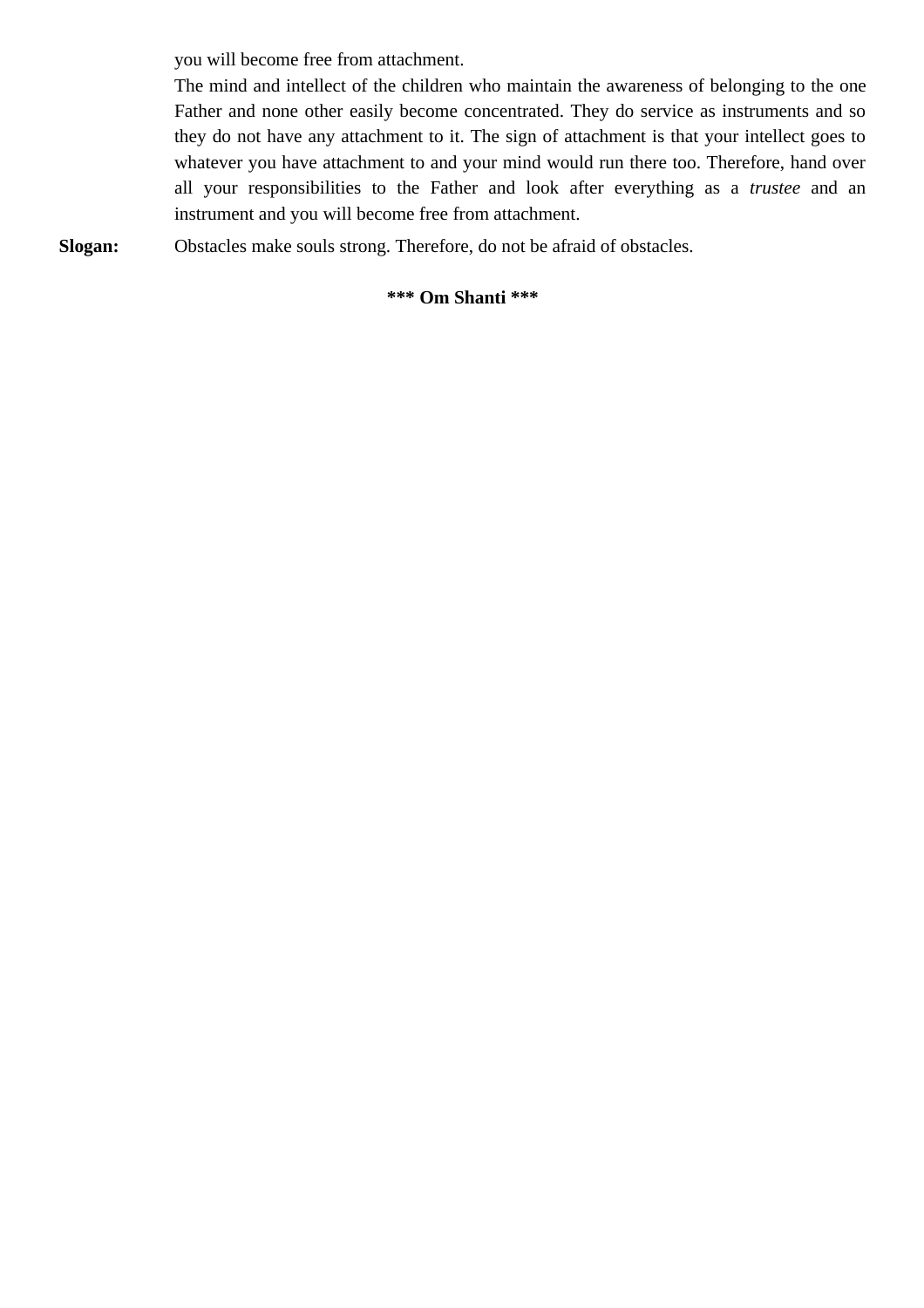you will become free from attachment.

The mind and intellect of the children who maintain the awareness of belonging to the one Father and none other easily become concentrated. They do service as instruments and so they do not have any attachment to it. The sign of attachment is that your intellect goes to whatever you have attachment to and your mind would run there too. Therefore, hand over all your responsibilities to the Father and look after everything as a *trustee* and an instrument and you will become free from attachment.

**Slogan:** Obstacles make souls strong. Therefore, do not be afraid of obstacles.

**\*\*\* Om Shanti \*\*\***